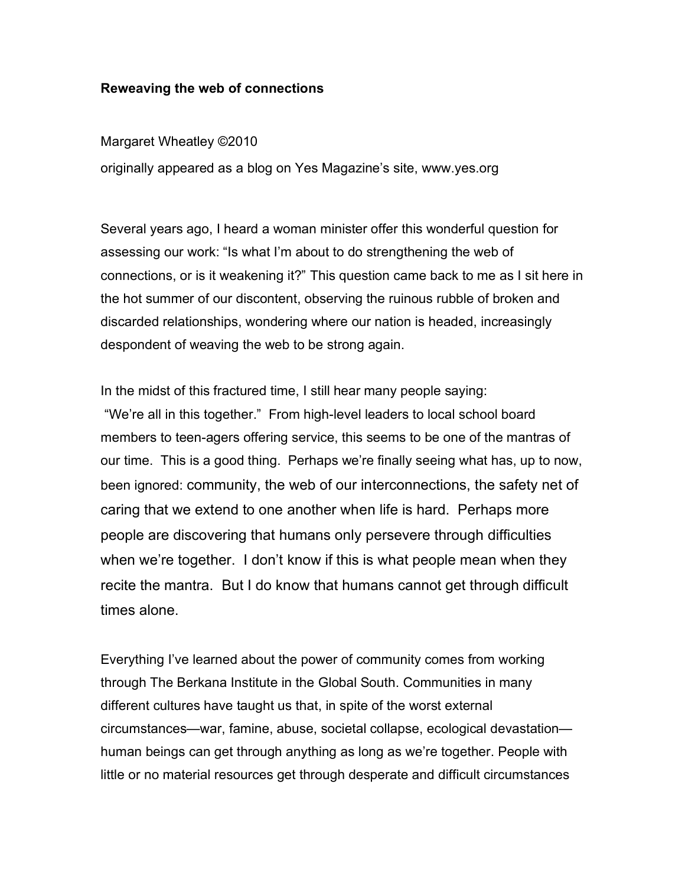**Reweaving the web of connections**

Margaret Wheatley ©2010

originally appeared as a blog on Yes Magazine's site, www.yes.org

Several years ago, I heard a woman minister offer this wonderful question for assessing our work: "Is what I'm about to do strengthening the web of connections, or is it weakening it?" This question came back to me as I sit here in the hot summer of our discontent, observing the ruinous rubble of broken and discarded relationships, wondering where our nation is headed, increasingly despondent of weaving the web to be strong again.

In the midst of this fractured time, I still hear many people saying: "We're all in this together." From high-level leaders to local school board members to teen-agers offering service, this seems to be one of the mantras of our time. This is a good thing. Perhaps we're finally seeing what has, up to now, been ignored: community, the web of our interconnections, the safety net of caring that we extend to one another when life is hard. Perhaps more people are discovering that humans only persevere through difficulties when we're together. I don't know if this is what people mean when they recite the mantra. But I do know that humans cannot get through difficult times alone.

Everything I've learned about the power of community comes from working through The Berkana Institute in the Global South. Communities in many different cultures have taught us that, in spite of the worst external circumstances—war, famine, abuse, societal collapse, ecological devastation—human beings can get through anything as long as we're together. People with little or no material resources get through desperate and difficult circumstances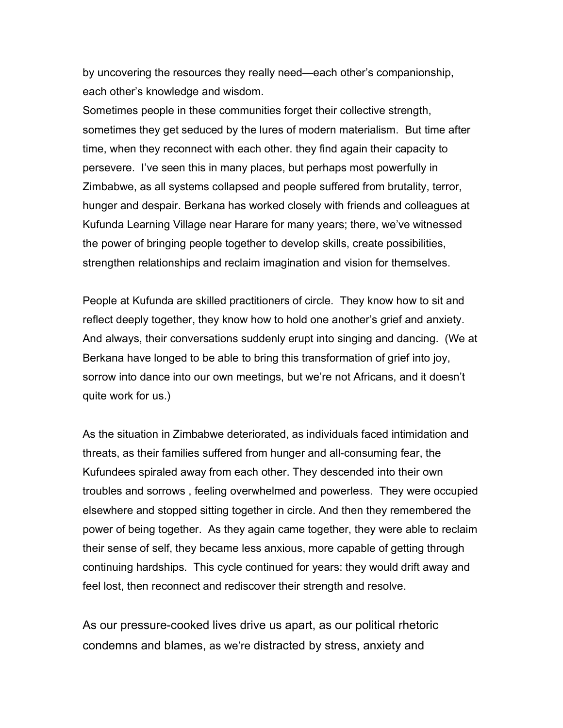by uncovering the resources they really need—each other's companionship, each other's knowledge and wisdom.

Sometimes people in these communities forget their collective strength, sometimes they get seduced by the lures of modern materialism. But time after time, when they reconnect with each other. they find again their capacity to persevere. I've seen this in many places, but perhaps most powerfully in Zimbabwe, as all systems collapsed and people suffered from brutality, terror, hunger and despair. Berkana has worked closely with friends and colleagues at Kufunda Learning Village near Harare for many years; there, we've witnessed the power of bringing people together to develop skills, create possibilities, strengthen relationships and reclaim imagination and vision for themselves.

People at Kufunda are skilled practitioners of circle. They know how to sit and reflect deeply together, they know how to hold one another's grief and anxiety. And always, their conversations suddenly erupt into singing and dancing. (We at Berkana have longed to be able to bring this transformation of grief into joy, sorrow into dance into our own meetings, but we're not Africans, and it doesn't quite work for us.)

As the situation in Zimbabwe deteriorated, as individuals faced intimidation and threats, as their families suffered from hunger and all-consuming fear, the Kufundees spiraled away from each other. They descended into their own troubles and sorrows , feeling overwhelmed and powerless. They were occupied elsewhere and stopped sitting together in circle. And then they remembered the power of being together. As they again came together, they were able to reclaim their sense of self, they became less anxious, more capable of getting through continuing hardships. This cycle continued for years: they would drift away and feel lost, then reconnect and rediscover their strength and resolve.

As our pressure-cooked lives drive us apart, as our political rhetoric condemns and blames, as we're distracted by stress, anxiety and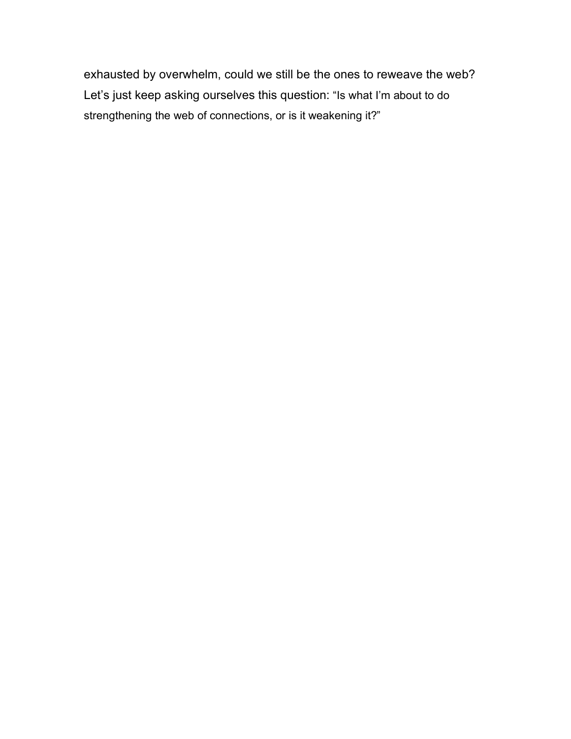exhausted by overwhelm, could we still be the ones to reweave the web? Let's just keep asking ourselves this question: "Is what I'm about to do strengthening the web of connections, or is it weakening it?"